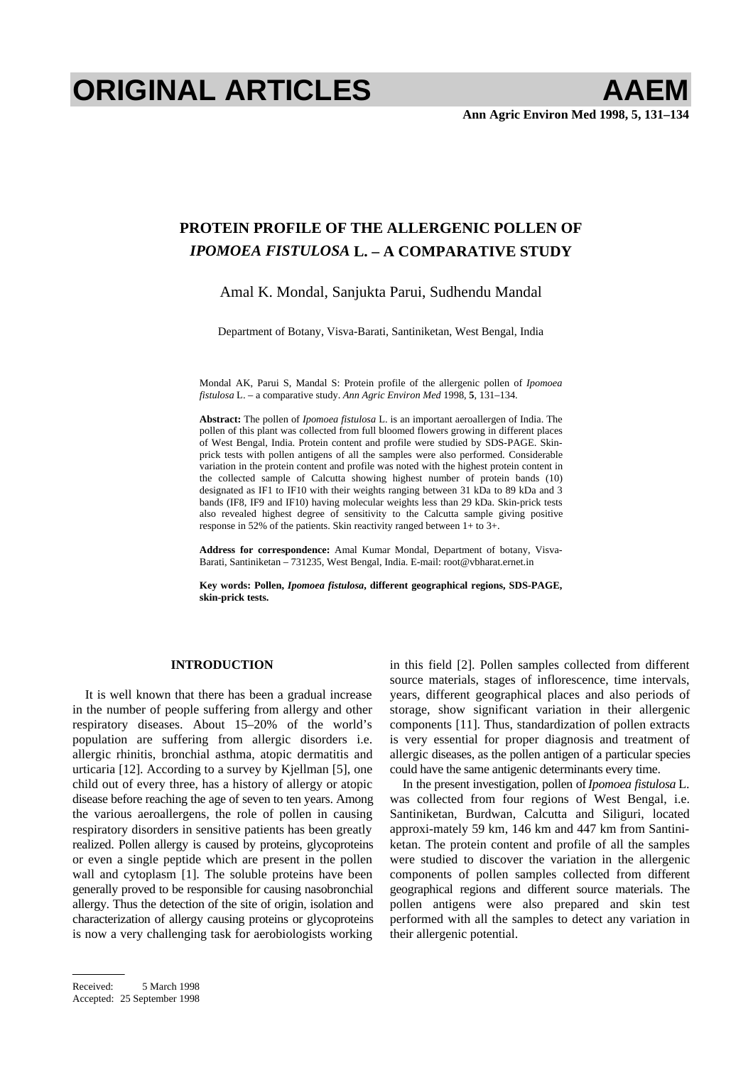# ORIGINAL ARTICLES

## PROTEIN PROFILE OF THE ALLERGENIC POLLEN OF *IPOMOEA FISTULOSA* L. – A COMPARATIVE STUDY

Amal K. Mondal, Sanjukta Parui, Sudhendu Mandal

Department of Botany, Visva-Barati, Santiniketan, West Bengal, India

Mondal AK, Parui S, Mandal S: Protein profile of the allergenic pollen of *Ipomoea fistulosa* L. – a comparative study. *Ann Agric Environ Med* 1998, **5**, 131–134.

**Abstract:** The pollen of *Ipomoea fistulosa* L. is an important aeroallergen of India. The pollen of this plant was collected from full bloomed flowers growing in different places of West Bengal, India. Protein content and profile were studied by SDS-PAGE. Skin-prick tests with pollen antigens of all the samples were also performed. Considerable variation in the protein content and profile was noted with the highest protein content in the collected sample of Calcutta showing highest number of protein bands (10) designated as IF1 to IF10 with their weights ranging between 31 kDa to 89 kDa and 3 bands (IF8, IF9 and IF10) having molecular weights less than 29 kDa. Skin-prick tests also revealed highest degree of sensitivity to the Calcutta sample giving positive response in 52% of the patients. Skin reactivity ranged between 1+ to 3+.

**Address for correspondence:** Amal Kumar Mondal, Department of botany, Visva-Barati, Santiniketan – 731235, West Bengal, India. E-mail: root@vbharat.ernet.in

**Key words: Pollen, *Ipomoea fistulosa*, different geographical regions, SDS-PAGE, skin-prick tests.**

### INTRODUCTION

It is well known that there has been a gradual increase in the number of people suffering from allergy and other respiratory diseases. About 15–20% of the world's population are suffering from allergic disorders i.e. allergic rhinitis, bronchial asthma, atopic dermatitis and urticaria [12]. According to a survey by Kjellman [5], one child out of every three, has a history of allergy or atopic disease before reaching the age of seven to ten years. Among the various aeroallergens, the role of pollen in causing respiratory disorders in sensitive patients has been greatly realized. Pollen allergy is caused by proteins, glycoproteins or even a single peptide which are present in the pollen wall and cytoplasm [1]. The soluble proteins have been generally proved to be responsible for causing nasobronchial allergy. Thus the detection of the site of origin, isolation and characterization of allergy causing proteins or glycoproteins is now a very challenging task for aerobiologists working in this field [2]. Pollen samples collected from different source materials, stages of inflorescence, time intervals, years, different geographical places and also periods of storage, show significant variation in their allergenic components [11]. Thus, standardization of pollen extracts is very essential for proper diagnosis and treatment of allergic diseases, as the pollen antigen of a particular species could have the same antigenic determinants every time.

In the present investigation, pollen of *Ipomoea fistulosa* L. was collected from four regions of West Bengal, i.e. Santiniketan, Burdwan, Calcutta and Siliguri, located approxi-mately 59 km, 146 km and 447 km from Santini-ketan. The protein content and profile of all the samples were studied to discover the variation in the allergenic components of pollen samples collected from different geographical regions and different source materials. The pollen antigens were also prepared and skin test performed with all the samples to detect any variation in their allergenic potential.

Received: 5 March 1998
Accepted: 25 September 1998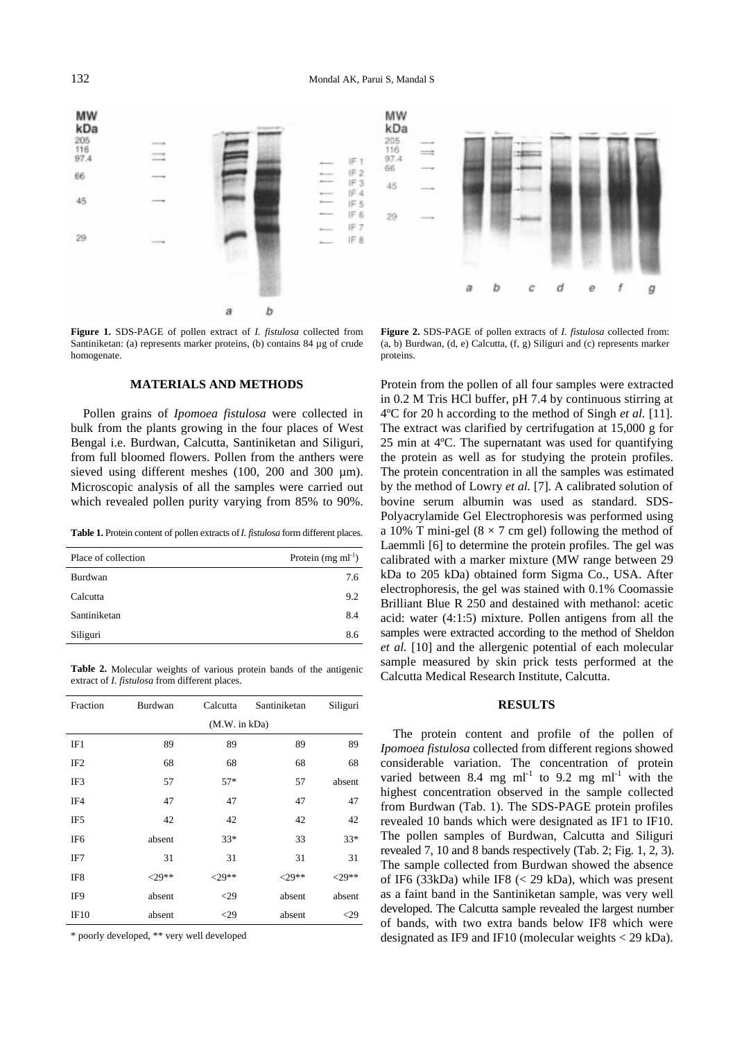**Figure 1.** SDS-PAGE of pollen extract of *I. fistulosa* collected from Santiniketan: (a) represents marker proteins, (b) contains 84 µg of crude homogenate.

**Figure 2.** SDS-PAGE of pollen extracts of *I. fistulosa* collected from: (a, b) Burdwan, (d, e) Calcutta, (f, g) Siliguri and (c) represents marker proteins.

## MATERIALS AND METHODS

Pollen grains of *Ipomoea fistulosa* were collected in bulk from the plants growing in the four places of West Bengal i.e. Burdwan, Calcutta, Santiniketan and Siliguri, from full bloomed flowers. Pollen from the anthers were sieved using different meshes (100, 200 and 300 µm). Microscopic analysis of all the samples were carried out which revealed pollen purity varying from 85% to 90%.

**Table 1.** Protein content of pollen extracts of *I. fistulosa* form different places.

| Place of collection | Protein (mg ml$^{-1}$) |
|---|---|
| Burdwan | 7.6 |
| Calcutta | 9.2 |
| Santiniketan | 8.4 |
| Siliguri | 8.6 |

**Table 2.** Molecular weights of various protein bands of the antigenic extract of *I. fistulosa* from different places.

| Fraction | Burdwan | Calcutta | Santiniketan | Siliguri |
|---|---|---|---|---|
| | | (M.W. in kDa) | | |
| IF1 | 89 | 89 | 89 | 89 |
| IF2 | 68 | 68 | 68 | 68 |
| IF3 | 57 | 57* | 57 | absent |
| IF4 | 47 | 47 | 47 | 47 |
| IF5 | 42 | 42 | 42 | 42 |
| IF6 | absent | 33* | 33 | 33* |
| IF7 | 31 | 31 | 31 | 31 |
| IF8 | <29** | <29** | <29** | <29** |
| IF9 | absent | <29 | absent | absent |
| IF10 | absent | <29 | absent | <29 |

\* poorly developed, ** very well developed

Protein from the pollen of all four samples were extracted in 0.2 M Tris HCl buffer, pH 7.4 by continuous stirring at 4ºC for 20 h according to the method of Singh *et al.* [11]. The extract was clarified by certrifugation at 15,000 g for 25 min at 4ºC. The supernatant was used for quantifying the protein as well as for studying the protein profiles. The protein concentration in all the samples was estimated by the method of Lowry *et al.* [7]. A calibrated solution of bovine serum albumin was used as standard. SDS-Polyacrylamide Gel Electrophoresis was performed using a 10% T mini-gel (8 × 7 cm gel) following the method of Laemmli [6] to determine the protein profiles. The gel was calibrated with a marker mixture (MW range between 29 kDa to 205 kDa) obtained form Sigma Co., USA. After electrophoresis, the gel was stained with 0.1% Coomassie Brilliant Blue R 250 and destained with methanol: acetic acid: water (4:1:5) mixture. Pollen antigens from all the samples were extracted according to the method of Sheldon *et al.* [10] and the allergenic potential of each molecular sample measured by skin prick tests performed at the Calcutta Medical Research Institute, Calcutta.

## RESULTS

The protein content and profile of the pollen of *Ipomoea fistulosa* collected from different regions showed considerable variation. The concentration of protein varied between 8.4 mg ml$^{-1}$ to 9.2 mg ml$^{-1}$ with the highest concentration observed in the sample collected from Burdwan (Tab. 1). The SDS-PAGE protein profiles revealed 10 bands which were designated as IF1 to IF10. The pollen samples of Burdwan, Calcutta and Siliguri revealed 7, 10 and 8 bands respectively (Tab. 2; Fig. 1, 2, 3). The sample collected from Burdwan showed the absence of IF6 (33kDa) while IF8 (< 29 kDa), which was present as a faint band in the Santiniketan sample, was very well developed. The Calcutta sample revealed the largest number of bands, with two extra bands below IF8 which were designated as IF9 and IF10 (molecular weights < 29 kDa).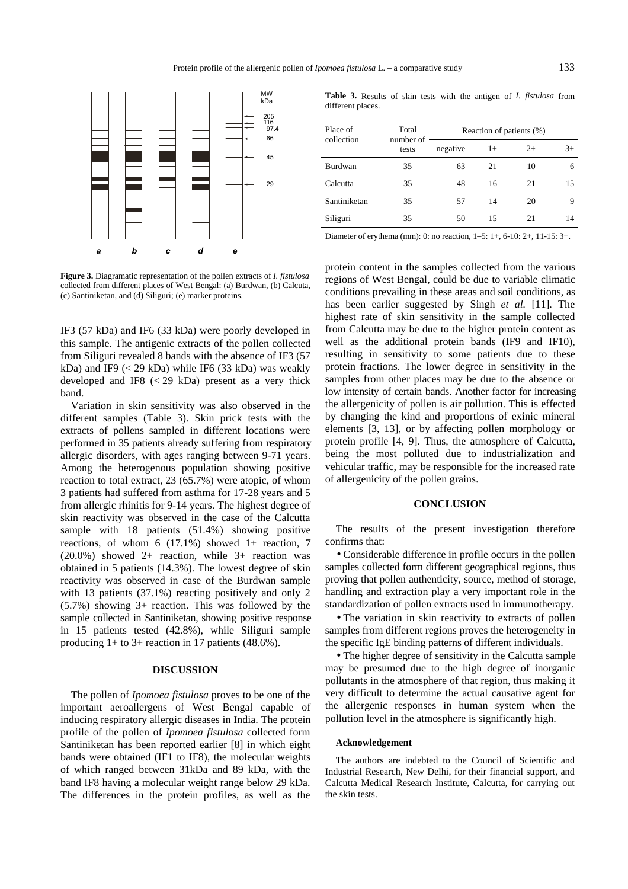**Figure 3.** Diagramatic representation of the pollen extracts of *I. fistulosa* collected from different places of West Bengal: (a) Burdwan, (b) Calcuta, (c) Santiniketan, and (d) Siliguri; (e) marker proteins.

IF3 (57 kDa) and IF6 (33 kDa) were poorly developed in this sample. The antigenic extracts of the pollen collected from Siliguri revealed 8 bands with the absence of IF3 (57 kDa) and IF9 (< 29 kDa) while IF6 (33 kDa) was weakly developed and IF8 (< 29 kDa) present as a very thick band.

Variation in skin sensitivity was also observed in the different samples (Table 3). Skin prick tests with the extracts of pollens sampled in different locations were performed in 35 patients already suffering from respiratory allergic disorders, with ages ranging between 9-71 years. Among the heterogenous population showing positive reaction to total extract, 23 (65.7%) were atopic, of whom 3 patients had suffered from asthma for 17-28 years and 5 from allergic rhinitis for 9-14 years. The highest degree of skin reactivity was observed in the case of the Calcutta sample with 18 patients (51.4%) showing positive reactions, of whom 6 (17.1%) showed 1+ reaction, 7 (20.0%) showed 2+ reaction, while 3+ reaction was obtained in 5 patients (14.3%). The lowest degree of skin reactivity was observed in case of the Burdwan sample with 13 patients (37.1%) reacting positively and only 2 (5.7%) showing 3+ reaction. This was followed by the sample collected in Santiniketan, showing positive response in 15 patients tested (42.8%), while Siliguri sample producing 1+ to 3+ reaction in 17 patients (48.6%).

**Table 3.** Results of skin tests with the antigen of *I. fistulosa* from different places.

| Place of collection | Total number of tests | Reaction of patients (%) | | | |
|---|---|---|---|---|---|
| | | negative | 1+ | 2+ | 3+ |
| Burdwan | 35 | 63 | 21 | 10 | 6 |
| Calcutta | 35 | 48 | 16 | 21 | 15 |
| Santiniketan | 35 | 57 | 14 | 20 | 9 |
| Siliguri | 35 | 50 | 15 | 21 | 14 |

Diameter of erythema (mm): 0: no reaction, 1–5: 1+, 6-10: 2+, 11-15: 3+.

## DISCUSSION

The pollen of *Ipomoea fistulosa* proves to be one of the important aeroallergens of West Bengal capable of inducing respiratory allergic diseases in India. The protein profile of the pollen of *Ipomoea fistulosa* collected form Santiniketan has been reported earlier [8] in which eight bands were obtained (IF1 to IF8), the molecular weights of which ranged between 31kDa and 89 kDa, with the band IF8 having a molecular weight range below 29 kDa. The differences in the protein profiles, as well as the protein content in the samples collected from the various regions of West Bengal, could be due to variable climatic conditions prevailing in these areas and soil conditions, as has been earlier suggested by Singh *et al.* [11]. The highest rate of skin sensitivity in the sample collected from Calcutta may be due to the higher protein content as well as the additional protein bands (IF9 and IF10), resulting in sensitivity to some patients due to these protein fractions. The lower degree in sensitivity in the samples from other places may be due to the absence or low intensity of certain bands. Another factor for increasing the allergenicity of pollen is air pollution. This is effected by changing the kind and proportions of exinic mineral elements [3, 13], or by affecting pollen morphology or protein profile [4, 9]. Thus, the atmosphere of Calcutta, being the most polluted due to industrialization and vehicular traffic, may be responsible for the increased rate of allergenicity of the pollen grains.

## CONCLUSION

The results of the present investigation therefore confirms that:

- Considerable difference in profile occurs in the pollen samples collected form different geographical regions, thus proving that pollen authenticity, source, method of storage, handling and extraction play a very important role in the standardization of pollen extracts used in immunotherapy.
- The variation in skin reactivity to extracts of pollen samples from different regions proves the heterogeneity in the specific IgE binding patterns of different individuals.
- The higher degree of sensitivity in the Calcutta sample may be presumed due to the high degree of inorganic pollutants in the atmosphere of that region, thus making it very difficult to determine the actual causative agent for the allergenic responses in human system when the pollution level in the atmosphere is significantly high.

### Acknowledgement

The authors are indebted to the Council of Scientific and Industrial Research, New Delhi, for their financial support, and Calcutta Medical Research Institute, Calcutta, for carrying out the skin tests.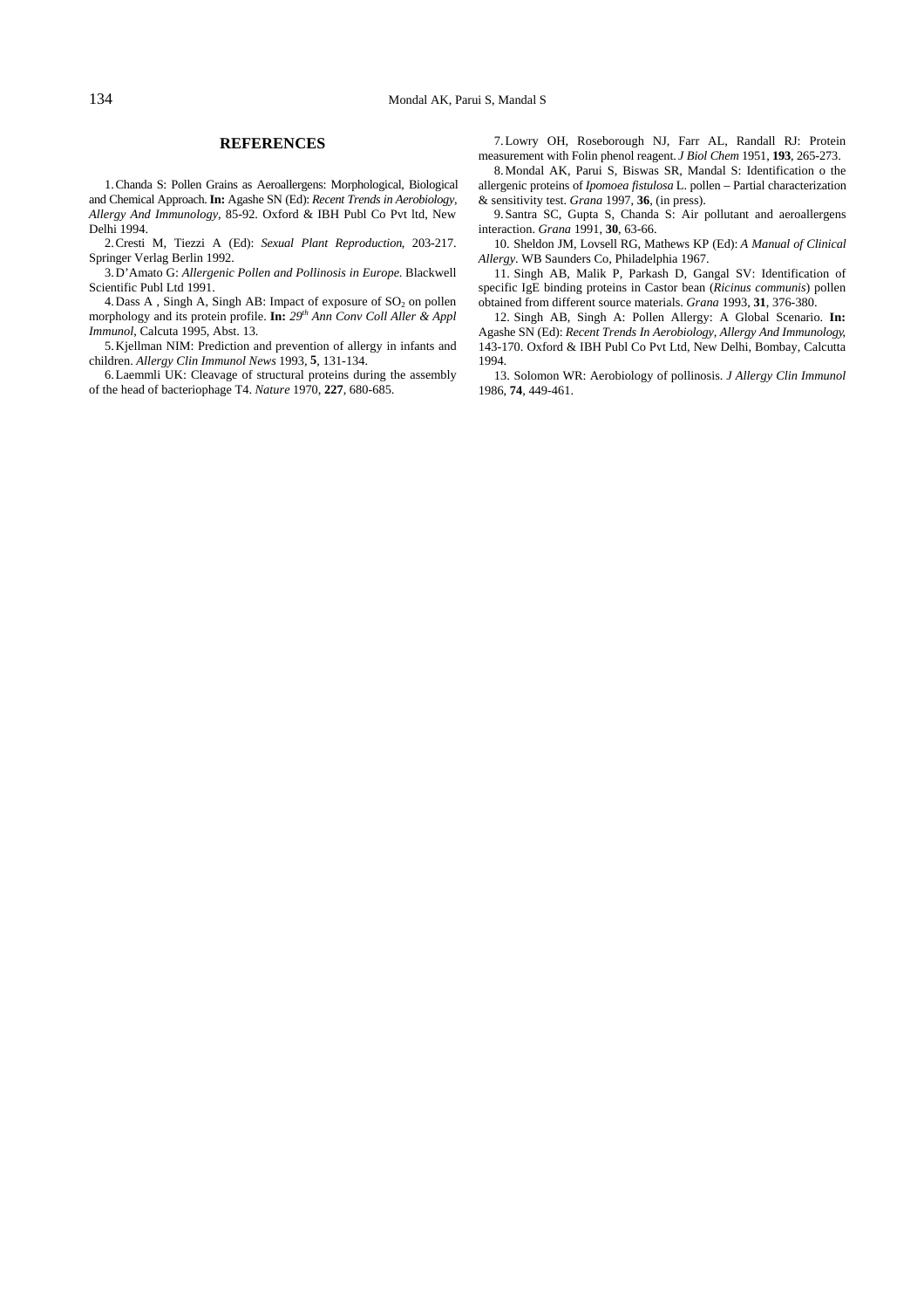## REFERENCES

1. Chanda S: Pollen Grains as Aeroallergens: Morphological, Biological and Chemical Approach. **In:** Agashe SN (Ed): *Recent Trends in Aerobiology, Allergy And Immunology*, 85-92. Oxford & IBH Publ Co Pvt ltd, New Delhi 1994.

2. Cresti M, Tiezzi A (Ed): *Sexual Plant Reproduction*, 203-217. Springer Verlag Berlin 1992.

3. D'Amato G: *Allergenic Pollen and Pollinosis in Europe*. Blackwell Scientific Publ Ltd 1991.

4. Dass A , Singh A, Singh AB: Impact of exposure of $SO_2$ on pollen morphology and its protein profile. **In:** *29th Ann Conv Coll Aller & Appl Immunol*, Calcuta 1995, Abst. 13.

5. Kjellman NIM: Prediction and prevention of allergy in infants and children. *Allergy Clin Immunol News* 1993, **5**, 131-134.

6. Laemmli UK: Cleavage of structural proteins during the assembly of the head of bacteriophage T4. *Nature* 1970, **227**, 680-685.

7. Lowry OH, Roseborough NJ, Farr AL, Randall RJ: Protein measurement with Folin phenol reagent. *J Biol Chem* 1951, **193**, 265-273.

8. Mondal AK, Parui S, Biswas SR, Mandal S: Identification o the allergenic proteins of *Ipomoea fistulosa* L. pollen – Partial characterization & sensitivity test. *Grana* 1997, **36**, (in press).

9. Santra SC, Gupta S, Chanda S: Air pollutant and aeroallergens interaction. *Grana* 1991, **30**, 63-66.

10. Sheldon JM, Lovsell RG, Mathews KP (Ed): *A Manual of Clinical Allergy*. WB Saunders Co, Philadelphia 1967.

11. Singh AB, Malik P, Parkash D, Gangal SV: Identification of specific IgE binding proteins in Castor bean (*Ricinus communis*) pollen obtained from different source materials. *Grana* 1993, **31**, 376-380.

12. Singh AB, Singh A: Pollen Allergy: A Global Scenario. **In:** Agashe SN (Ed): *Recent Trends In Aerobiology, Allergy And Immunology*, 143-170. Oxford & IBH Publ Co Pvt Ltd, New Delhi, Bombay, Calcutta 1994.

13. Solomon WR: Aerobiology of pollinosis. *J Allergy Clin Immunol* 1986, **74**, 449-461.